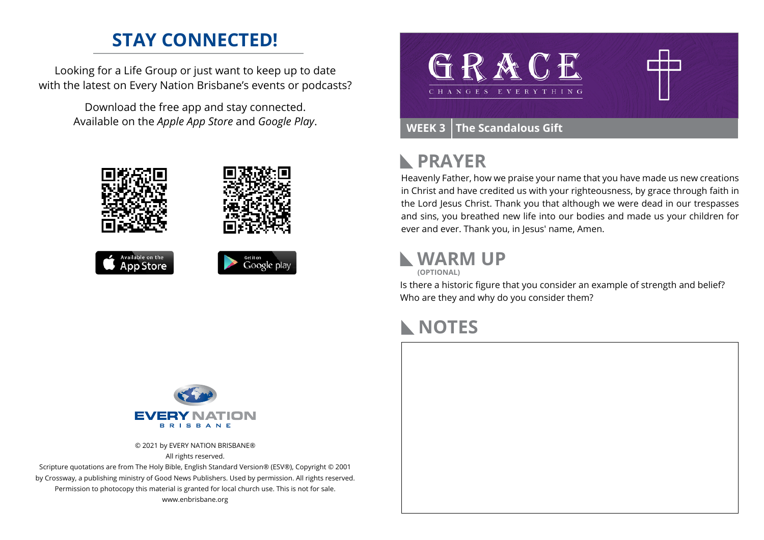## STAY CONNECTED!

Looking for a Life Group or just want to keep up to date with the latest on Every Nation Brisbane's events or podcasts?

Download the free app and stay connected. Available on the *Apple App Store* and *Google Play*.

Available on the App Store

Get it on Google play

EVERY NATION BRISBANE

© 2021 by EVERY NATION BRISBANE®
All rights reserved.
Scripture quotations are from The Holy Bible, English Standard Version® (ESV®), Copyright © 2001 by Crossway, a publishing ministry of Good News Publishers. Used by permission. All rights reserved.
Permission to photocopy this material is granted for local church use. This is not for sale.
www.enbrisbane.org

# GRACE

CHANGES EVERYTHING

**WEEK 3** **The Scandalous Gift**

## PRAYER

Heavenly Father, how we praise your name that you have made us new creations in Christ and have credited us with your righteousness, by grace through faith in the Lord Jesus Christ. Thank you that although we were dead in our trespasses and sins, you breathed new life into our bodies and made us your children for ever and ever. Thank you, in Jesus' name, Amen.

## WARM UP

**(OPTIONAL)**

Is there a historic figure that you consider an example of strength and belief? Who are they and why do you consider them?

## NOTES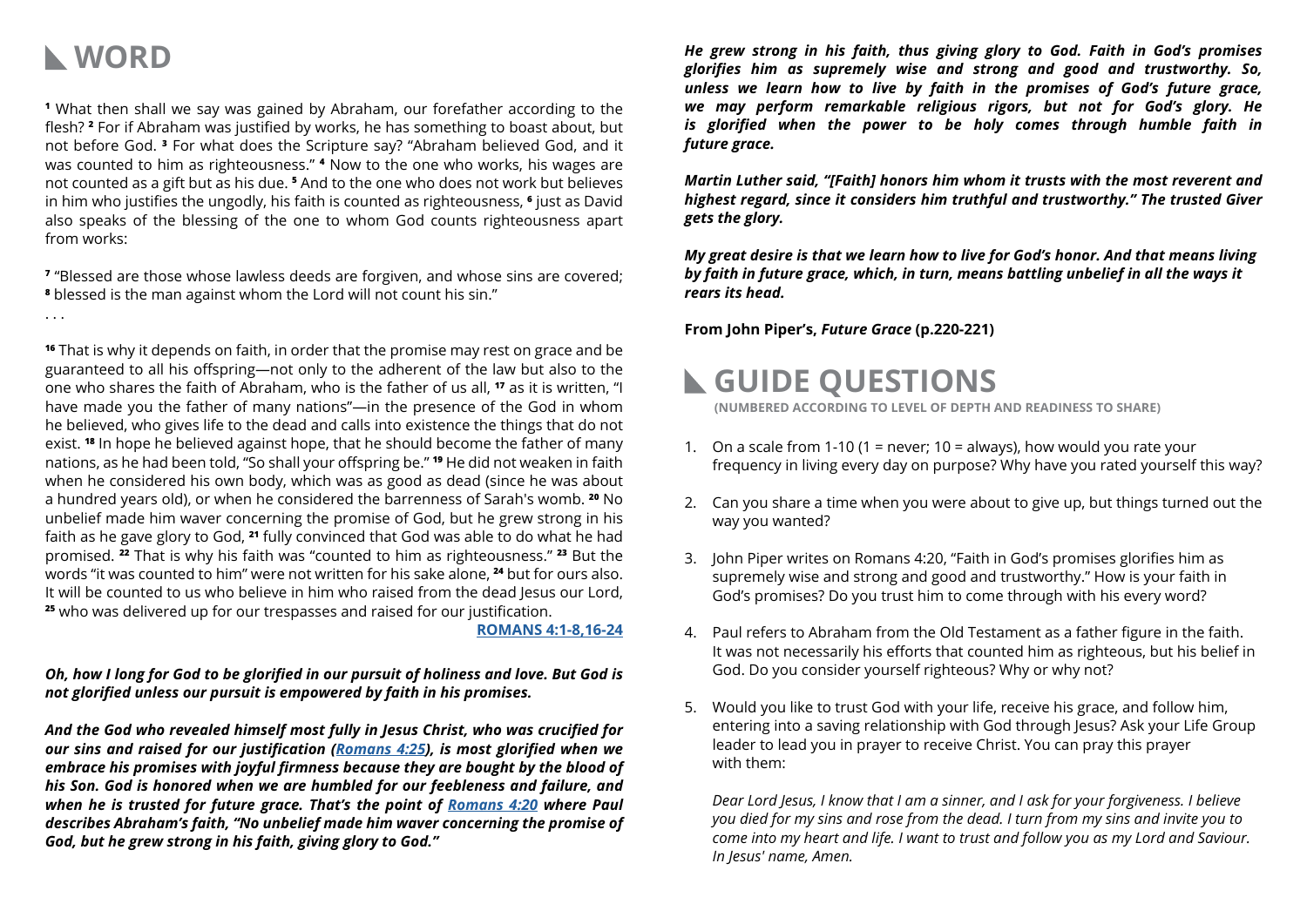# WORD

[1] What then shall we say was gained by Abraham, our forefather according to the flesh? [2] For if Abraham was justified by works, he has something to boast about, but not before God. [3] For what does the Scripture say? "Abraham believed God, and it was counted to him as righteousness." [4] Now to the one who works, his wages are not counted as a gift but as his due. [5] And to the one who does not work but believes in him who justifies the ungodly, his faith is counted as righteousness, [6] just as David also speaks of the blessing of the one to whom God counts righteousness apart from works:

[7] "Blessed are those whose lawless deeds are forgiven, and whose sins are covered; [8] blessed is the man against whom the Lord will not count his sin."

. . .

[16] That is why it depends on faith, in order that the promise may rest on grace and be guaranteed to all his offspring—not only to the adherent of the law but also to the one who shares the faith of Abraham, who is the father of us all, [17] as it is written, "I have made you the father of many nations"—in the presence of the God in whom he believed, who gives life to the dead and calls into existence the things that do not exist. [18] In hope he believed against hope, that he should become the father of many nations, as he had been told, "So shall your offspring be." [19] He did not weaken in faith when he considered his own body, which was as good as dead (since he was about a hundred years old), or when he considered the barrenness of Sarah's womb. [20] No unbelief made him waver concerning the promise of God, but he grew strong in his faith as he gave glory to God, [21] fully convinced that God was able to do what he had promised. [22] That is why his faith was "counted to him as righteousness." [23] But the words "it was counted to him" were not written for his sake alone, [24] but for ours also. It will be counted to us who believe in him who raised from the dead Jesus our Lord, [25] who was delivered up for our trespasses and raised for our justification.

**ROMANS 4:1-8,16-24**

***Oh, how I long for God to be glorified in our pursuit of holiness and love. But God is not glorified unless our pursuit is empowered by faith in his promises.***

***And the God who revealed himself most fully in Jesus Christ, who was crucified for our sins and raised for our justification (Romans 4:25), is most glorified when we embrace his promises with joyful firmness because they are bought by the blood of his Son. God is honored when we are humbled for our feebleness and failure, and when he is trusted for future grace. That's the point of Romans 4:20 where Paul describes Abraham's faith, "No unbelief made him waver concerning the promise of God, but he grew strong in his faith, giving glory to God."***

***He grew strong in his faith, thus giving glory to God. Faith in God's promises glorifies him as supremely wise and strong and good and trustworthy. So, unless we learn how to live by faith in the promises of God's future grace, we may perform remarkable religious rigors, but not for God's glory. He is glorified when the power to be holy comes through humble faith in future grace.***

***Martin Luther said, "[Faith] honors him whom it trusts with the most reverent and highest regard, since it considers him truthful and trustworthy." The trusted Giver gets the glory.***

***My great desire is that we learn how to live for God's honor. And that means living by faith in future grace, which, in turn, means battling unbelief in all the ways it rears its head.***

**From John Piper's, *Future Grace* (p.220-221)**

# GUIDE QUESTIONS

**(NUMBERED ACCORDING TO LEVEL OF DEPTH AND READINESS TO SHARE)**

1. On a scale from 1-10 (1 = never; 10 = always), how would you rate your frequency in living every day on purpose? Why have you rated yourself this way?

2. Can you share a time when you were about to give up, but things turned out the way you wanted?

3. John Piper writes on Romans 4:20, "Faith in God's promises glorifies him as supremely wise and strong and good and trustworthy." How is your faith in God's promises? Do you trust him to come through with his every word?

4. Paul refers to Abraham from the Old Testament as a father figure in the faith. It was not necessarily his efforts that counted him as righteous, but his belief in God. Do you consider yourself righteous? Why or why not?

5. Would you like to trust God with your life, receive his grace, and follow him, entering into a saving relationship with God through Jesus? Ask your Life Group leader to lead you in prayer to receive Christ. You can pray this prayer with them:

   *Dear Lord Jesus, I know that I am a sinner, and I ask for your forgiveness. I believe you died for my sins and rose from the dead. I turn from my sins and invite you to come into my heart and life. I want to trust and follow you as my Lord and Saviour. In Jesus' name, Amen.*